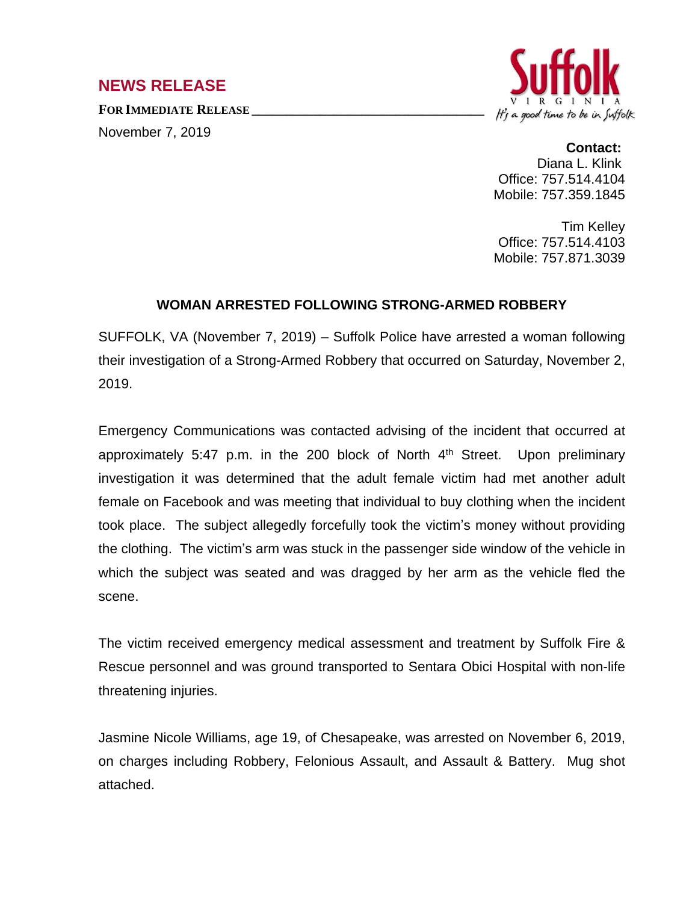## NEWS RELEASE

**FOR IMMEDIATE RELEASE**

November 7, 2019

Suffolk
VIRGINIA
*It's a good time to be in Suffolk*

**Contact:**
Diana L. Klink
Office: 757.514.4104
Mobile: 757.359.1845

Tim Kelley
Office: 757.514.4103
Mobile: 757.871.3039

### WOMAN ARRESTED FOLLOWING STRONG-ARMED ROBBERY

SUFFOLK, VA (November 7, 2019) – Suffolk Police have arrested a woman following their investigation of a Strong-Armed Robbery that occurred on Saturday, November 2, 2019.

Emergency Communications was contacted advising of the incident that occurred at approximately 5:47 p.m. in the 200 block of North 4th Street. Upon preliminary investigation it was determined that the adult female victim had met another adult female on Facebook and was meeting that individual to buy clothing when the incident took place. The subject allegedly forcefully took the victim's money without providing the clothing. The victim's arm was stuck in the passenger side window of the vehicle in which the subject was seated and was dragged by her arm as the vehicle fled the scene.

The victim received emergency medical assessment and treatment by Suffolk Fire & Rescue personnel and was ground transported to Sentara Obici Hospital with non-life threatening injuries.

Jasmine Nicole Williams, age 19, of Chesapeake, was arrested on November 6, 2019, on charges including Robbery, Felonious Assault, and Assault & Battery. Mug shot attached.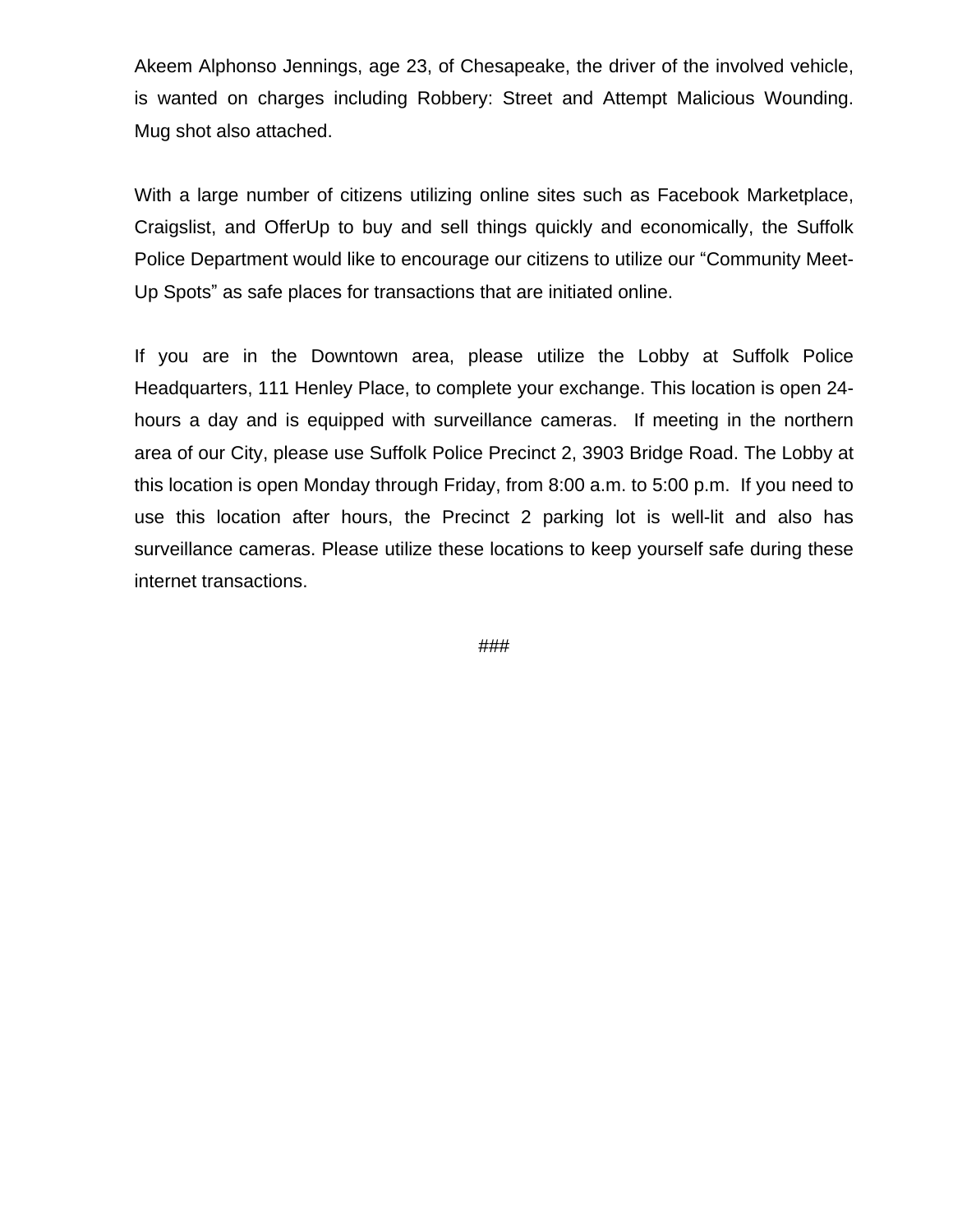Akeem Alphonso Jennings, age 23, of Chesapeake, the driver of the involved vehicle, is wanted on charges including Robbery: Street and Attempt Malicious Wounding. Mug shot also attached.

With a large number of citizens utilizing online sites such as Facebook Marketplace, Craigslist, and OfferUp to buy and sell things quickly and economically, the Suffolk Police Department would like to encourage our citizens to utilize our "Community Meet-Up Spots" as safe places for transactions that are initiated online.

If you are in the Downtown area, please utilize the Lobby at Suffolk Police Headquarters, 111 Henley Place, to complete your exchange. This location is open 24-hours a day and is equipped with surveillance cameras. If meeting in the northern area of our City, please use Suffolk Police Precinct 2, 3903 Bridge Road. The Lobby at this location is open Monday through Friday, from 8:00 a.m. to 5:00 p.m. If you need to use this location after hours, the Precinct 2 parking lot is well-lit and also has surveillance cameras. Please utilize these locations to keep yourself safe during these internet transactions.

###